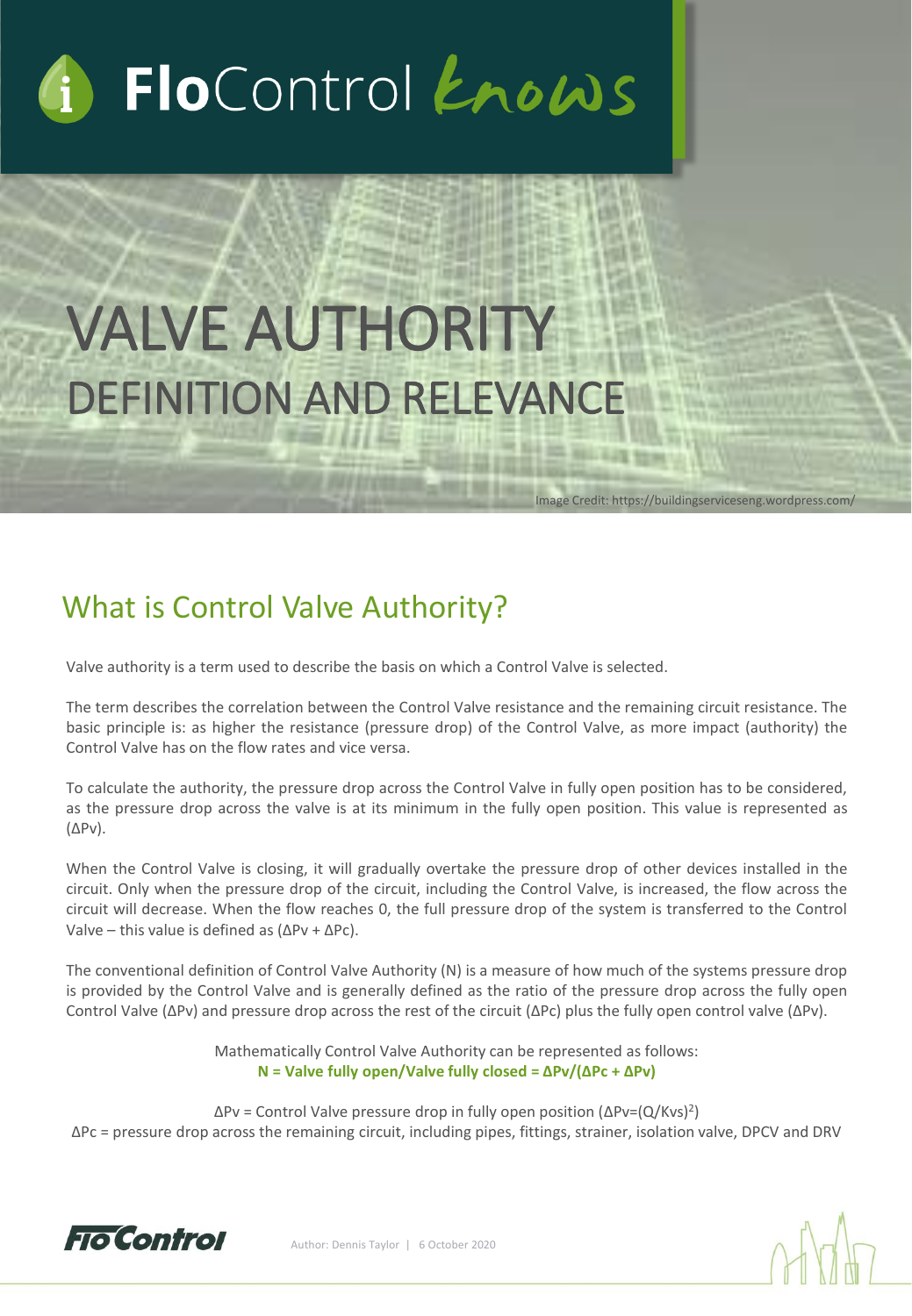# VALVE AUTHORITY

## DEFINITION AND RELEVANCE

Image Credit: https://buildingserviceseng.wordpress.com/

## What is Control Valve Authority?

Valve authority is a term used to describe the basis on which a Control Valve is selected.

The term describes the correlation between the Control Valve resistance and the remaining circuit resistance. The basic principle is: as higher the resistance (pressure drop) of the Control Valve, as more impact (authority) the Control Valve has on the flow rates and vice versa.

To calculate the authority, the pressure drop across the Control Valve in fully open position has to be considered, as the pressure drop across the valve is at its minimum in the fully open position. This value is represented as ($\Delta Pv$).

When the Control Valve is closing, it will gradually overtake the pressure drop of other devices installed in the circuit. Only when the pressure drop of the circuit, including the Control Valve, is increased, the flow across the circuit will decrease. When the flow reaches 0, the full pressure drop of the system is transferred to the Control Valve – this value is defined as ($\Delta Pv + \Delta Pc$).

The conventional definition of Control Valve Authority (N) is a measure of how much of the systems pressure drop is provided by the Control Valve and is generally defined as the ratio of the pressure drop across the fully open Control Valve ($\Delta Pv$) and pressure drop across the rest of the circuit ($\Delta Pc$) plus the fully open control valve ($\Delta Pv$).

Mathematically Control Valve Authority can be represented as follows:

**N = Valve fully open/Valve fully closed =** $\mathbf{\Delta Pv/(\Delta Pc + \Delta Pv)}$

$\Delta Pv$ = Control Valve pressure drop in fully open position ($\Delta Pv=(Q/Kvs)^2$)

$\Delta Pc$ = pressure drop across the remaining circuit, including pipes, fittings, strainer, isolation valve, DPCV and DRV

Author: Dennis Taylor | 6 October 2020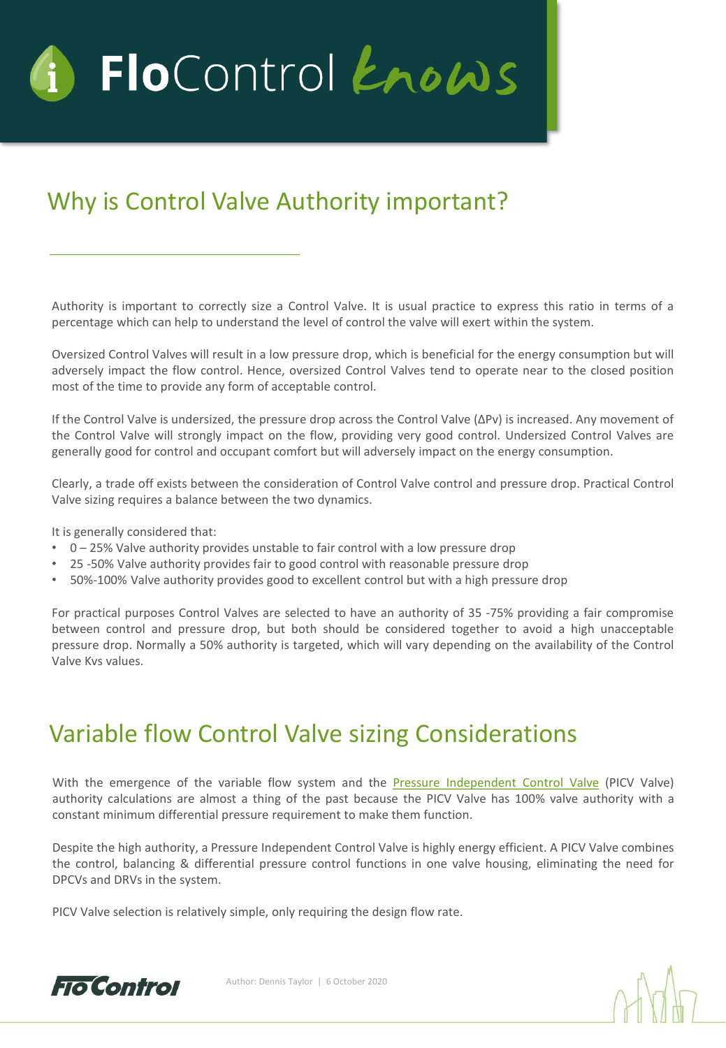## Why is Control Valve Authority important?

Authority is important to correctly size a Control Valve. It is usual practice to express this ratio in terms of a percentage which can help to understand the level of control the valve will exert within the system.

Oversized Control Valves will result in a low pressure drop, which is beneficial for the energy consumption but will adversely impact the flow control. Hence, oversized Control Valves tend to operate near to the closed position most of the time to provide any form of acceptable control.

If the Control Valve is undersized, the pressure drop across the Control Valve ($\Delta Pv$) is increased. Any movement of the Control Valve will strongly impact on the flow, providing very good control. Undersized Control Valves are generally good for control and occupant comfort but will adversely impact on the energy consumption.

Clearly, a trade off exists between the consideration of Control Valve control and pressure drop. Practical Control Valve sizing requires a balance between the two dynamics.

It is generally considered that:

- 0 – 25% Valve authority provides unstable to fair control with a low pressure drop
- 25 -50% Valve authority provides fair to good control with reasonable pressure drop
- 50%-100% Valve authority provides good to excellent control but with a high pressure drop

For practical purposes Control Valves are selected to have an authority of 35 -75% providing a fair compromise between control and pressure drop, but both should be considered together to avoid a high unacceptable pressure drop. Normally a 50% authority is targeted, which will vary depending on the availability of the Control Valve Kvs values.

## Variable flow Control Valve sizing Considerations

With the emergence of the variable flow system and the Pressure Independent Control Valve (PICV Valve) authority calculations are almost a thing of the past because the PICV Valve has 100% valve authority with a constant minimum differential pressure requirement to make them function.

Despite the high authority, a Pressure Independent Control Valve is highly energy efficient. A PICV Valve combines the control, balancing & differential pressure control functions in one valve housing, eliminating the need for DPCVs and DRVs in the system.

PICV Valve selection is relatively simple, only requiring the design flow rate.

Author: Dennis Taylor | 6 October 2020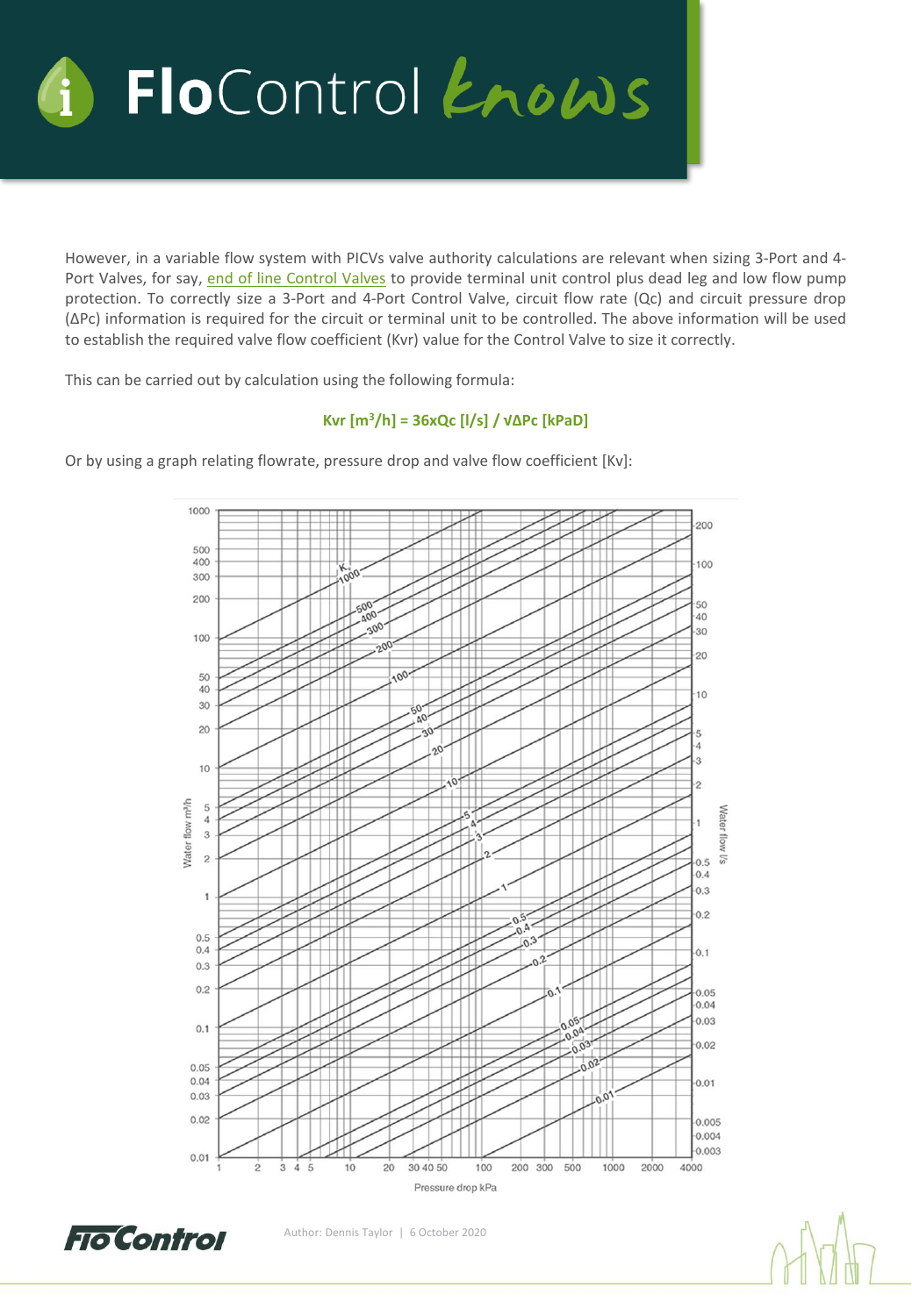However, in a variable flow system with PICVs valve authority calculations are relevant when sizing 3-Port and 4-Port Valves, for say, end of line Control Valves to provide terminal unit control plus dead leg and low flow pump protection. To correctly size a 3-Port and 4-Port Control Valve, circuit flow rate (Qc) and circuit pressure drop (ΔPc) information is required for the circuit or terminal unit to be controlled. The above information will be used to establish the required valve flow coefficient (Kvr) value for the Control Valve to size it correctly.

This can be carried out by calculation using the following formula:

**$Kvr\ [m^3/h] = 36 \times Qc\ [l/s] / \sqrt{\Delta Pc}\ [kPaD]$**

Or by using a graph relating flowrate, pressure drop and valve flow coefficient [Kv]:

Author: Dennis Taylor | 6 October 2020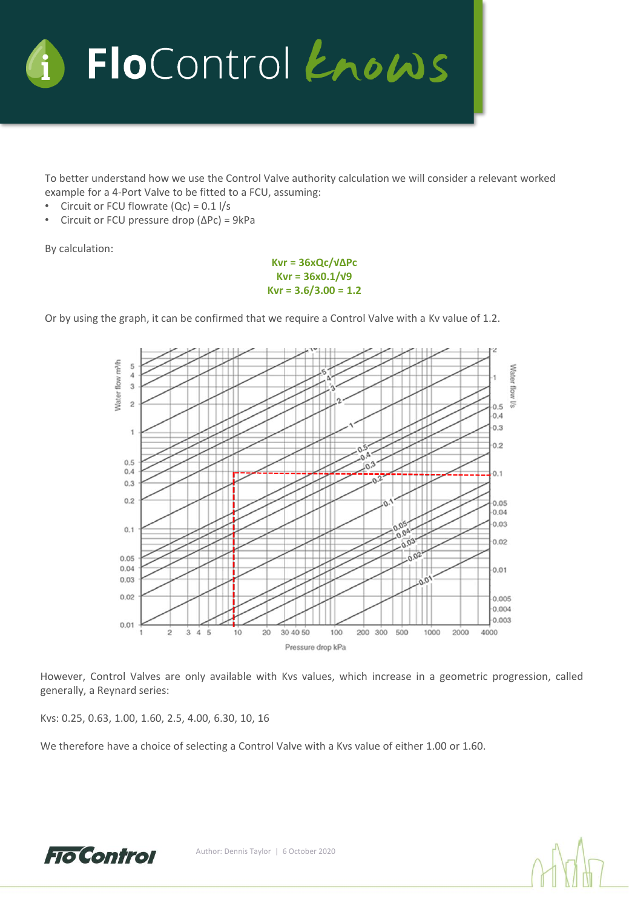To better understand how we use the Control Valve authority calculation we will consider a relevant worked example for a 4-Port Valve to be fitted to a FCU, assuming:

- Circuit or FCU flowrate (Qc) = 0.1 l/s
- Circuit or FCU pressure drop (ΔPc) = 9kPa

By calculation:

$$\mathbf{Kvr = 36xQc/\sqrt{\Delta Pc}}$$
$$\mathbf{Kvr = 36x0.1/\sqrt{9}}$$
$$\mathbf{Kvr = 3.6/3.00 = 1.2}$$

Or by using the graph, it can be confirmed that we require a Control Valve with a Kv value of 1.2.

However, Control Valves are only available with Kvs values, which increase in a geometric progression, called generally, a Reynard series:

Kvs: 0.25, 0.63, 1.00, 1.60, 2.5, 4.00, 6.30, 10, 16

We therefore have a choice of selecting a Control Valve with a Kvs value of either 1.00 or 1.60.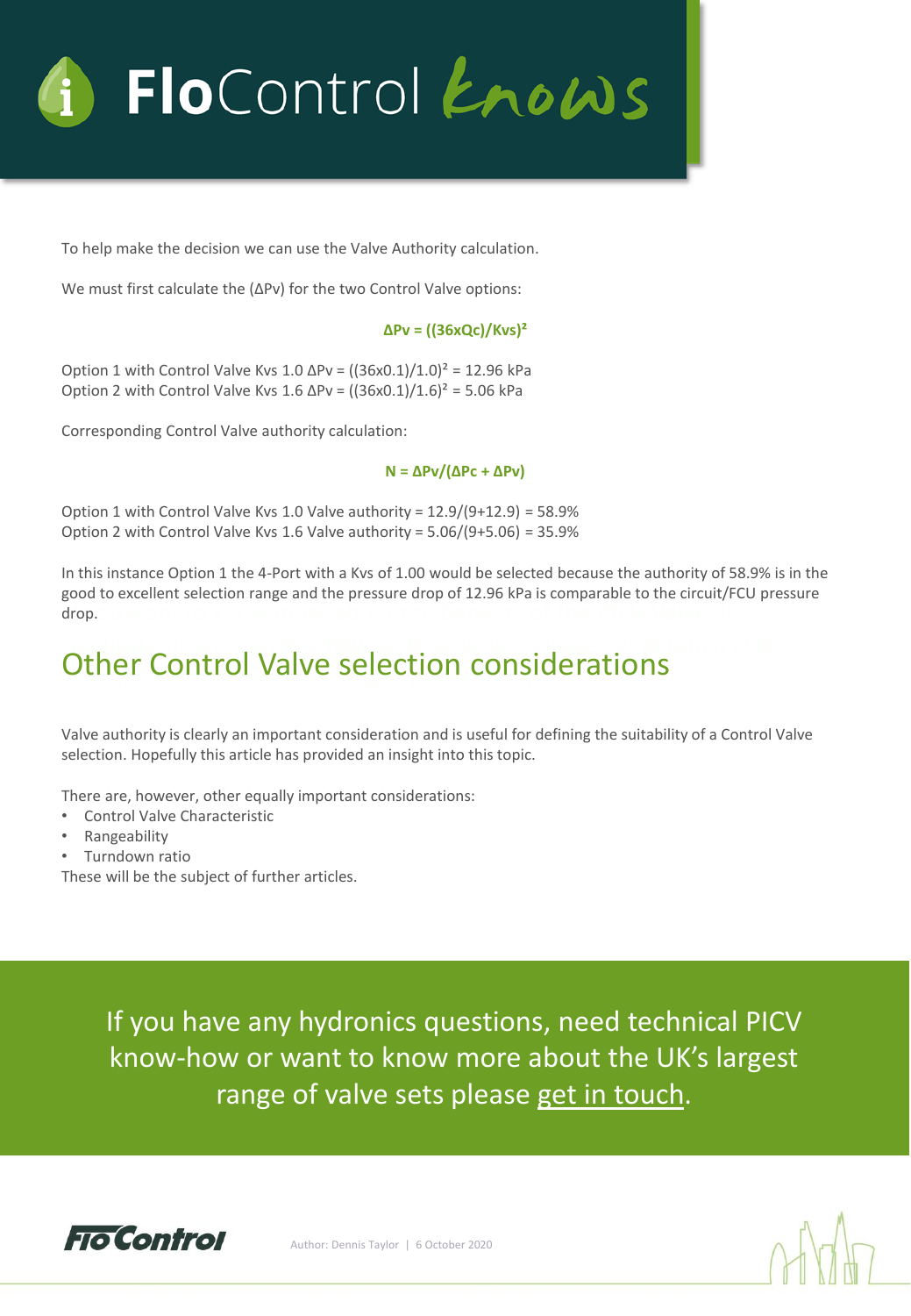To help make the decision we can use the Valve Authority calculation.

We must first calculate the ($\Delta Pv$) for the two Control Valve options:

$$\Delta Pv = ((36xQc)/Kvs)^2$$

Option 1 with Control Valve Kvs 1.0 $\Delta Pv = ((36x0.1)/1.0)^2 = 12.96$ kPa
Option 2 with Control Valve Kvs 1.6 $\Delta Pv = ((36x0.1)/1.6)^2 = 5.06$ kPa

Corresponding Control Valve authority calculation:

$$N = \Delta Pv/(\Delta Pc + \Delta Pv)$$

Option 1 with Control Valve Kvs 1.0 Valve authority = 12.9/(9+12.9) = 58.9%
Option 2 with Control Valve Kvs 1.6 Valve authority = 5.06/(9+5.06) = 35.9%

In this instance Option 1 the 4-Port with a Kvs of 1.00 would be selected because the authority of 58.9% is in the good to excellent selection range and the pressure drop of 12.96 kPa is comparable to the circuit/FCU pressure drop.

## Other Control Valve selection considerations

Valve authority is clearly an important consideration and is useful for defining the suitability of a Control Valve selection. Hopefully this article has provided an insight into this topic.

There are, however, other equally important considerations:

- Control Valve Characteristic
- Rangeability
- Turndown ratio

These will be the subject of further articles.

If you have any hydronics questions, need technical PICV know-how or want to know more about the UK's largest range of valve sets please get in touch.

Author: Dennis Taylor | 6 October 2020